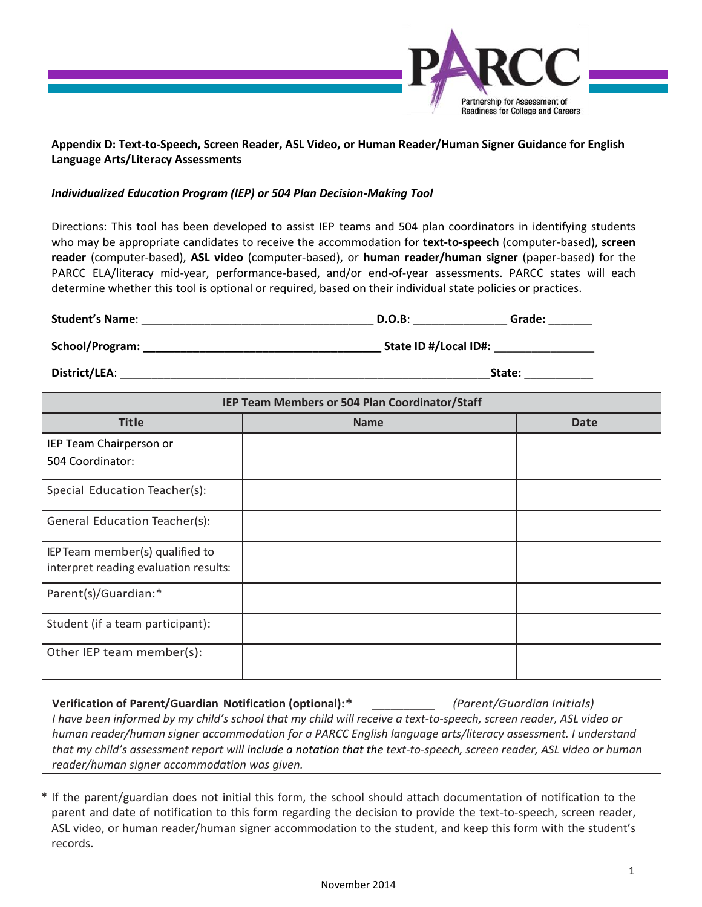**Appendix D: Text-to-Speech, Screen Reader, ASL Video, or Human Reader/Human Signer Guidance for English Language Arts/Literacy Assessments**

***Individualized Education Program (IEP) or 504 Plan Decision-Making Tool***

Directions: This tool has been developed to assist IEP teams and 504 plan coordinators in identifying students who may be appropriate candidates to receive the accommodation for **text-to-speech** (computer-based), **screen reader** (computer-based), **ASL video** (computer-based), or **human reader/human signer** (paper-based) for the PARCC ELA/literacy mid-year, performance-based, and/or end-of-year assessments. PARCC states will each determine whether this tool is optional or required, based on their individual state policies or practices.

**Student's Name**: ____________________________________ **D.O.B**: ______________ **Grade:** _______

**School/Program: ______________________________________ State ID #/Local ID#:** _______________

**District/LEA**: ___________________________________________________________**State:** ___________

| IEP Team Members or 504 Plan Coordinator/Staff | | |
|---|---|---|
| **Title** | **Name** | **Date** |
| IEP Team Chairperson or 504 Coordinator: | | |
| Special Education Teacher(s): | | |
| General Education Teacher(s): | | |
| IEP Team member(s) qualified to interpret reading evaluation results: | | |
| Parent(s)/Guardian:* | | |
| Student (if a team participant): | | |
| Other IEP team member(s): | | |

**Verification of Parent/Guardian Notification (optional):*** __________ *(Parent/Guardian Initials)*
*I have been informed by my child's school that my child will receive a text-to-speech, screen reader, ASL video or human reader/human signer accommodation for a PARCC English language arts/literacy assessment. I understand that my child's assessment report will include a notation that the text-to-speech, screen reader, ASL video or human reader/human signer accommodation was given.*

\* If the parent/guardian does not initial this form, the school should attach documentation of notification to the parent and date of notification to this form regarding the decision to provide the text-to-speech, screen reader, ASL video, or human reader/human signer accommodation to the student, and keep this form with the student's records.

November 2014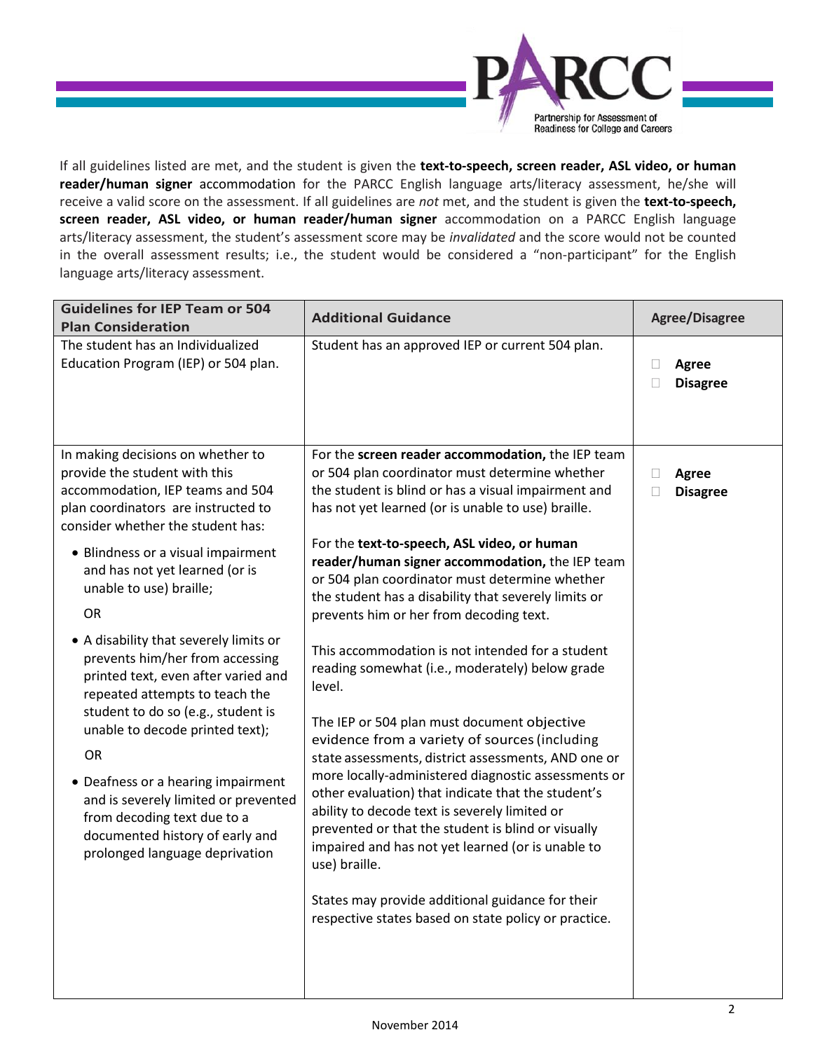If all guidelines listed are met, and the student is given the **text-to-speech, screen reader, ASL video, or human reader/human signer** accommodation for the PARCC English language arts/literacy assessment, he/she will receive a valid score on the assessment. If all guidelines are *not* met, and the student is given the **text-to-speech, screen reader, ASL video, or human reader/human signer** accommodation on a PARCC English language arts/literacy assessment, the student's assessment score may be *invalidated* and the score would not be counted in the overall assessment results; i.e., the student would be considered a "non-participant" for the English language arts/literacy assessment.

| Guidelines for IEP Team or 504 Plan Consideration | Additional Guidance | Agree/Disagree |
|---|---|---|
| The student has an Individualized Education Program (IEP) or 504 plan. | Student has an approved IEP or current 504 plan. | ☐ **Agree**<br>☐ **Disagree** |
| In making decisions on whether to provide the student with this accommodation, IEP teams and 504 plan coordinators are instructed to consider whether the student has:<br>• Blindness or a visual impairment and has not yet learned (or is unable to use) braille;<br>OR<br>• A disability that severely limits or prevents him/her from accessing printed text, even after varied and repeated attempts to teach the student to do so (e.g., student is unable to decode printed text);<br>OR<br>• Deafness or a hearing impairment and is severely limited or prevented from decoding text due to a documented history of early and prolonged language deprivation | For the **screen reader accommodation,** the IEP team or 504 plan coordinator must determine whether the student is blind or has a visual impairment and has not yet learned (or is unable to use) braille.<br><br>For the **text-to-speech, ASL video, or human reader/human signer accommodation,** the IEP team or 504 plan coordinator must determine whether the student has a disability that severely limits or prevents him or her from decoding text.<br><br>This accommodation is not intended for a student reading somewhat (i.e., moderately) below grade level.<br><br>The IEP or 504 plan must document objective evidence from a variety of sources (including state assessments, district assessments, AND one or more locally-administered diagnostic assessments or other evaluation) that indicate that the student's ability to decode text is severely limited or prevented or that the student is blind or visually impaired and has not yet learned (or is unable to use) braille.<br><br>States may provide additional guidance for their respective states based on state policy or practice. | ☐ **Agree**<br>☐ **Disagree** |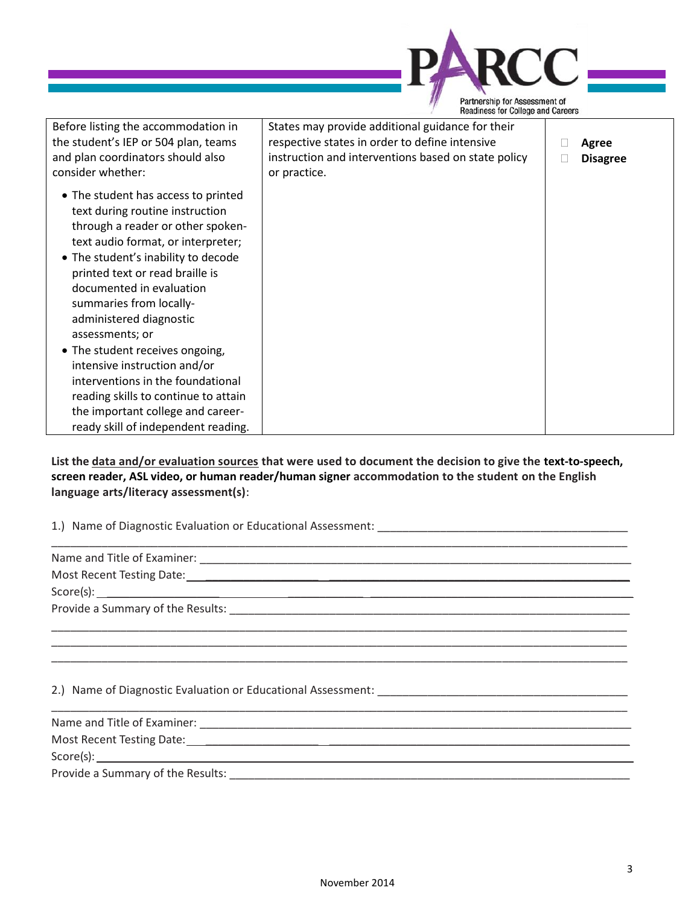| Before listing the accommodation in the student's IEP or 504 plan, teams and plan coordinators should also consider whether:<br><br>• The student has access to printed text during routine instruction through a reader or other spoken-text audio format, or interpreter;<br>• The student's inability to decode printed text or read braille is documented in evaluation summaries from locally-administered diagnostic assessments; or<br>• The student receives ongoing, intensive instruction and/or interventions in the foundational reading skills to continue to attain the important college and career-ready skill of independent reading. | States may provide additional guidance for their respective states in order to define intensive instruction and interventions based on state policy or practice. | ☐ **Agree**<br>☐ **Disagree** |
|---|---|---|

**List the <u>data and/or evaluation sources</u> that were used to document the decision to give the text-to-speech, screen reader, ASL video, or human reader/human signer accommodation to the student on the English language arts/literacy assessment(s)**:

1.) Name of Diagnostic Evaluation or Educational Assessment: ________________________________________
______________________________________________________________________________________
Name and Title of Examiner: ________________________________________________________________
Most Recent Testing Date: __________________________________________________________________
Score(s): ______________________________________________________________________________
Provide a Summary of the Results: ____________________________________________________________
______________________________________________________________________________________
______________________________________________________________________________________
______________________________________________________________________________________

2.) Name of Diagnostic Evaluation or Educational Assessment: ________________________________________
______________________________________________________________________________________
Name and Title of Examiner: ________________________________________________________________
Most Recent Testing Date: __________________________________________________________________
Score(s): ______________________________________________________________________________
Provide a Summary of the Results: ____________________________________________________________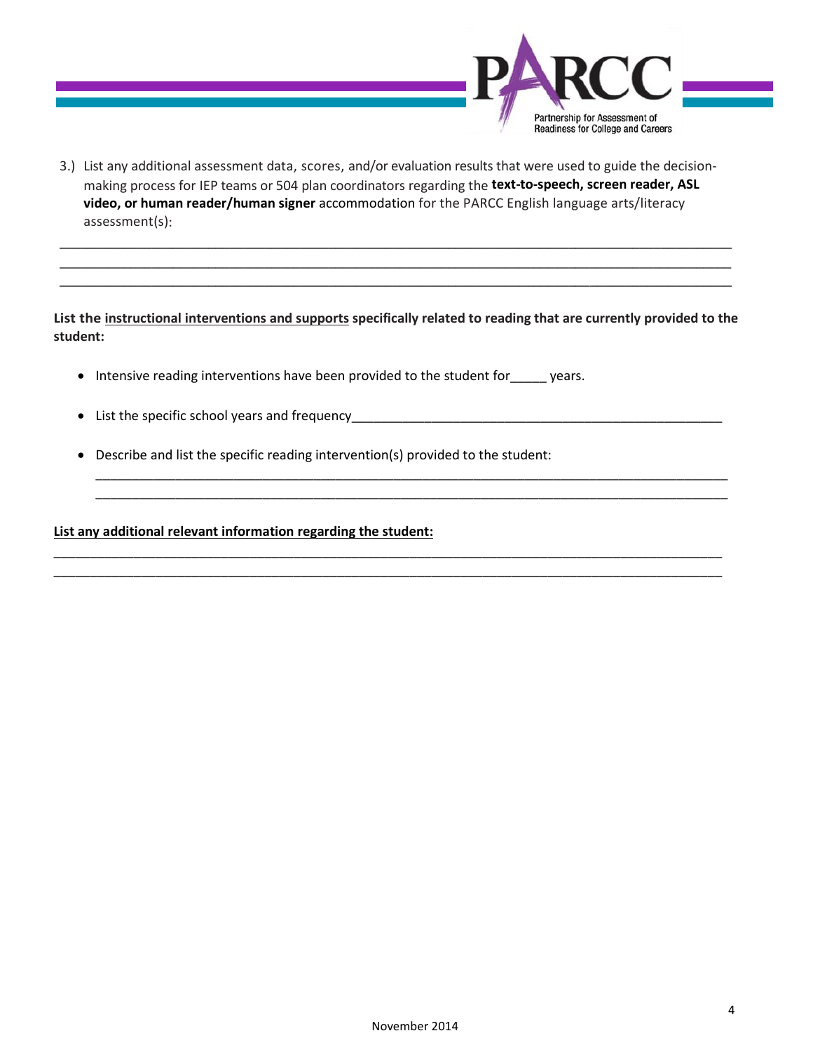3.) List any additional assessment data, scores, and/or evaluation results that were used to guide the decision-making process for IEP teams or 504 plan coordinators regarding the **text-to-speech, screen reader, ASL video, or human reader/human signer** accommodation for the PARCC English language arts/literacy assessment(s):

______________________________________________________________________________________
______________________________________________________________________________________
______________________________________________________________________________________

**List the <u>instructional interventions and supports</u> specifically related to reading that are currently provided to the student:**

- Intensive reading interventions have been provided to the student for_____ years.
- List the specific school years and frequency_________________________________________________
- Describe and list the specific reading intervention(s) provided to the student:
  ________________________________________________________________________________
  ________________________________________________________________________________

**<u>List any additional relevant information regarding the student:</u>**

______________________________________________________________________________________
______________________________________________________________________________________

November 2014